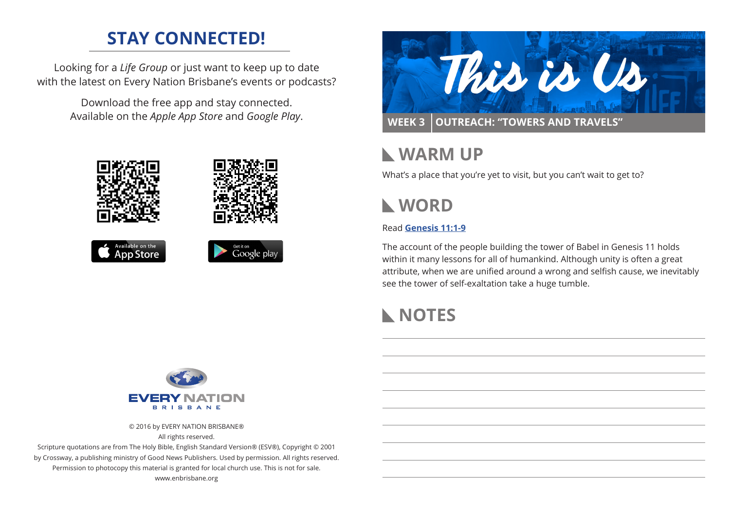## STAY CONNECTED!

Looking for a *Life Group* or just want to keep up to date with the latest on Every Nation Brisbane's events or podcasts?

Download the free app and stay connected. Available on the *Apple App Store* and *Google Play*.

Available on the App Store

Get it on Google play

EVERY NATION BRISBANE

© 2016 by EVERY NATION BRISBANE®
All rights reserved.
Scripture quotations are from The Holy Bible, English Standard Version® (ESV®), Copyright © 2001 by Crossway, a publishing ministry of Good News Publishers. Used by permission. All rights reserved. Permission to photocopy this material is granted for local church use. This is not for sale.
www.enbrisbane.org

# This is Us

**WEEK 3 | OUTREACH: "TOWERS AND TRAVELS"**

## WARM UP

What's a place that you're yet to visit, but you can't wait to get to?

## WORD

Read **Genesis 11:1-9**

The account of the people building the tower of Babel in Genesis 11 holds within it many lessons for all of humankind. Although unity is often a great attribute, when we are unified around a wrong and selfish cause, we inevitably see the tower of self-exaltation take a huge tumble.

## NOTES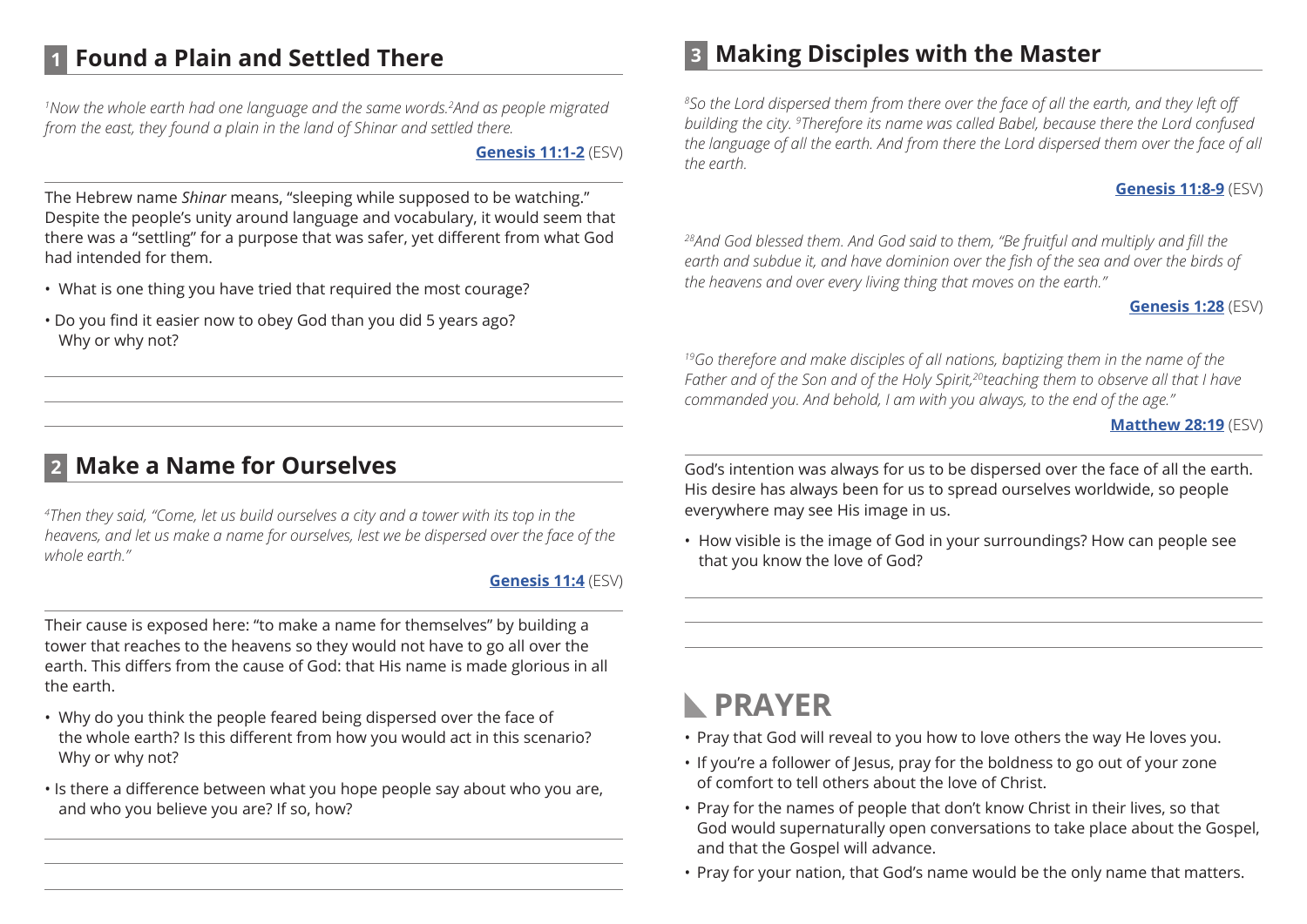## 1 Found a Plain and Settled There

*[1]Now the whole earth had one language and the same words.[2]And as people migrated from the east, they found a plain in the land of Shinar and settled there.*

**Genesis 11:1-2** (ESV)

The Hebrew name *Shinar* means, "sleeping while supposed to be watching." Despite the people's unity around language and vocabulary, it would seem that there was a "settling" for a purpose that was safer, yet different from what God had intended for them.

- What is one thing you have tried that required the most courage?
- Do you find it easier now to obey God than you did 5 years ago? Why or why not?

## 2 Make a Name for Ourselves

*[4]Then they said, "Come, let us build ourselves a city and a tower with its top in the heavens, and let us make a name for ourselves, lest we be dispersed over the face of the whole earth."*

**Genesis 11:4** (ESV)

Their cause is exposed here: "to make a name for themselves" by building a tower that reaches to the heavens so they would not have to go all over the earth. This differs from the cause of God: that His name is made glorious in all the earth.

- Why do you think the people feared being dispersed over the face of the whole earth? Is this different from how you would act in this scenario? Why or why not?
- Is there a difference between what you hope people say about who you are, and who you believe you are? If so, how?

## 3 Making Disciples with the Master

*[8]So the Lord dispersed them from there over the face of all the earth, and they left off building the city. [9]Therefore its name was called Babel, because there the Lord confused the language of all the earth. And from there the Lord dispersed them over the face of all the earth.*

**Genesis 11:8-9** (ESV)

*[28]And God blessed them. And God said to them, "Be fruitful and multiply and fill the earth and subdue it, and have dominion over the fish of the sea and over the birds of the heavens and over every living thing that moves on the earth."*

**Genesis 1:28** (ESV)

*[19]Go therefore and make disciples of all nations, baptizing them in the name of the Father and of the Son and of the Holy Spirit,[20]teaching them to observe all that I have commanded you. And behold, I am with you always, to the end of the age."*

**Matthew 28:19** (ESV)

God's intention was always for us to be dispersed over the face of all the earth. His desire has always been for us to spread ourselves worldwide, so people everywhere may see His image in us.

- How visible is the image of God in your surroundings? How can people see that you know the love of God?

## PRAYER

- Pray that God will reveal to you how to love others the way He loves you.
- If you're a follower of Jesus, pray for the boldness to go out of your zone of comfort to tell others about the love of Christ.
- Pray for the names of people that don't know Christ in their lives, so that God would supernaturally open conversations to take place about the Gospel, and that the Gospel will advance.
- Pray for your nation, that God's name would be the only name that matters.